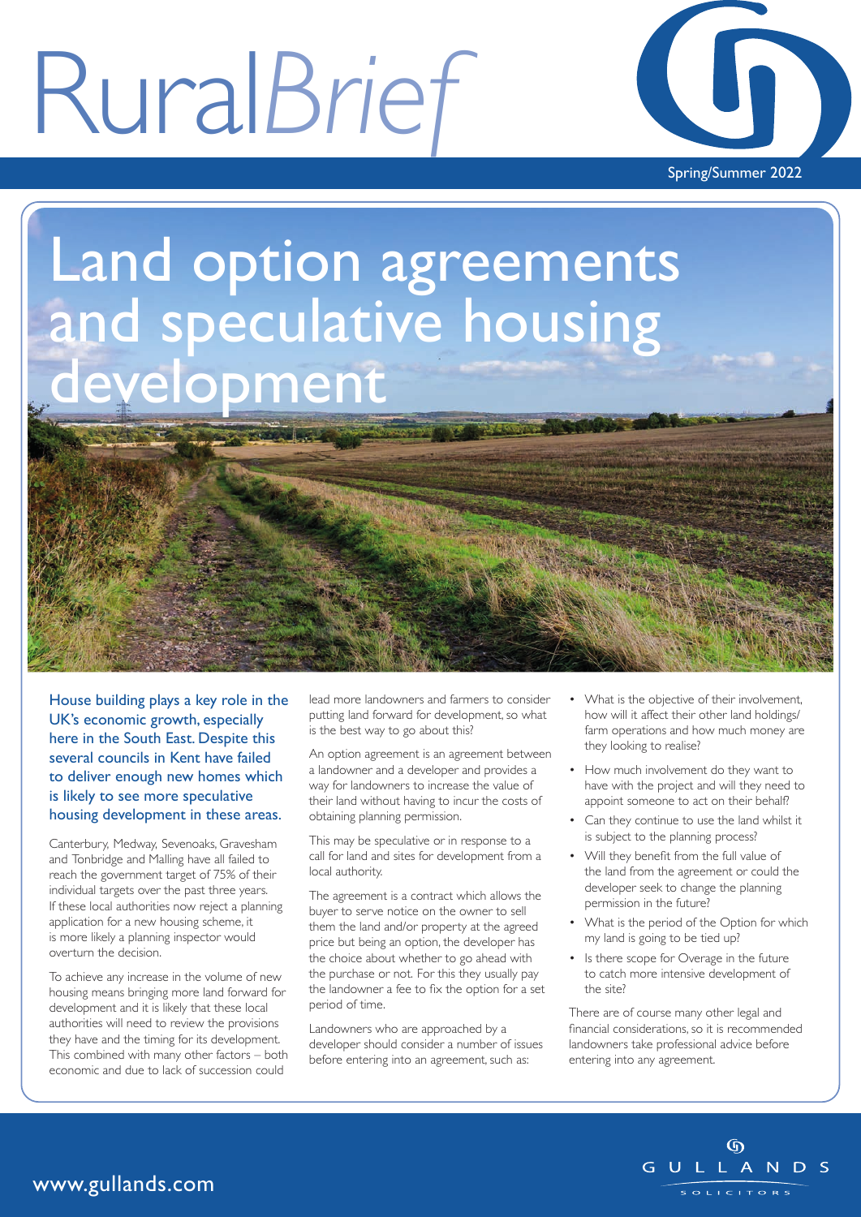# RuralBrief

Spring/Summer 2022

## Land option agreements and speculative housing development

**House building plays a key role in the UK's economic growth, especially here in the South East. Despite this several councils in Kent have failed to deliver enough new homes which is likely to see more speculative housing development in these areas.**

Canterbury, Medway, Sevenoaks, Gravesham and Tonbridge and Malling have all failed to reach the government target of 75% of their individual targets over the past three years. If these local authorities now reject a planning application for a new housing scheme, it is more likely a planning inspector would overturn the decision.

To achieve any increase in the volume of new housing means bringing more land forward for development and it is likely that these local authorities will need to review the provisions they have and the timing for its development. This combined with many other factors – both economic and due to lack of succession could lead more landowners and farmers to consider putting land forward for development, so what is the best way to go about this?

An option agreement is an agreement between a landowner and a developer and provides a way for landowners to increase the value of their land without having to incur the costs of obtaining planning permission.

This may be speculative or in response to a call for land and sites for development from a local authority.

The agreement is a contract which allows the buyer to serve notice on the owner to sell them the land and/or property at the agreed price but being an option, the developer has the choice about whether to go ahead with the purchase or not. For this they usually pay the landowner a fee to fix the option for a set period of time.

Landowners who are approached by a developer should consider a number of issues before entering into an agreement, such as:

- What is the objective of their involvement, how will it affect their other land holdings/ farm operations and how much money are they looking to realise?
- How much involvement do they want to have with the project and will they need to appoint someone to act on their behalf?
- Can they continue to use the land whilst it is subject to the planning process?
- Will they benefit from the full value of the land from the agreement or could the developer seek to change the planning permission in the future?
- What is the period of the Option for which my land is going to be tied up?
- Is there scope for Overage in the future to catch more intensive development of the site?

There are of course many other legal and financial considerations, so it is recommended landowners take professional advice before entering into any agreement.

www.gullands.com

GULLANDS SOLICITORS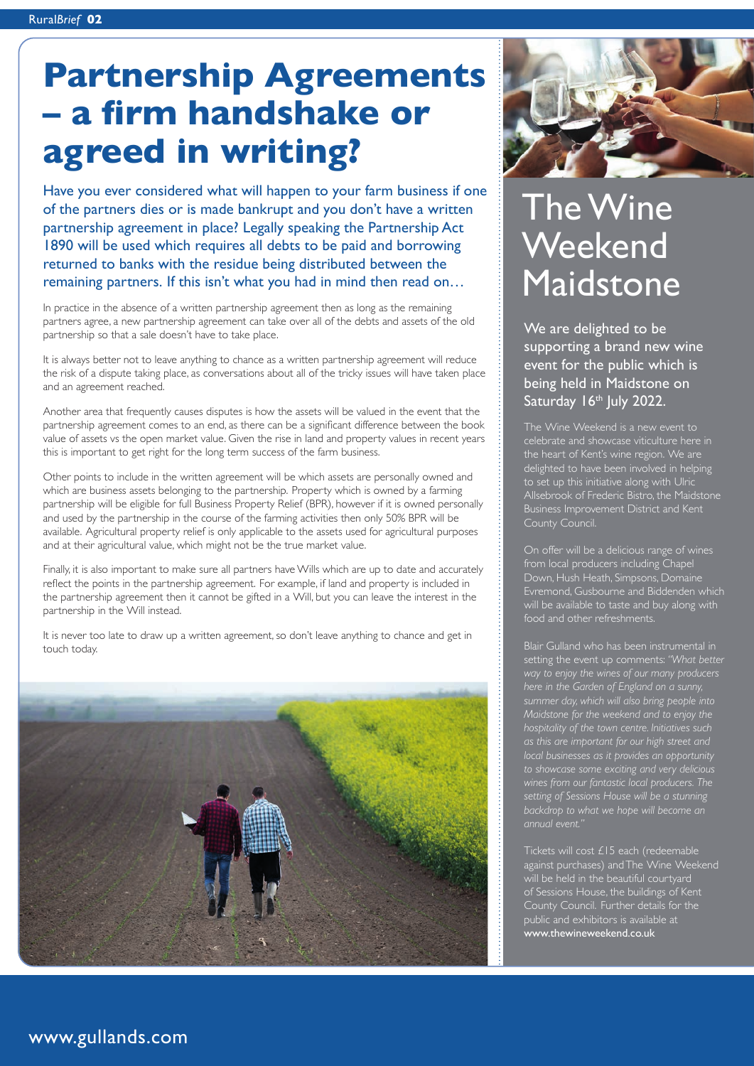# Partnership Agreements – a firm handshake or agreed in writing?

Have you ever considered what will happen to your farm business if one of the partners dies or is made bankrupt and you don't have a written partnership agreement in place? Legally speaking the Partnership Act 1890 will be used which requires all debts to be paid and borrowing returned to banks with the residue being distributed between the remaining partners. If this isn't what you had in mind then read on…

In practice in the absence of a written partnership agreement then as long as the remaining partners agree, a new partnership agreement can take over all of the debts and assets of the old partnership so that a sale doesn't have to take place.

It is always better not to leave anything to chance as a written partnership agreement will reduce the risk of a dispute taking place, as conversations about all of the tricky issues will have taken place and an agreement reached.

Another area that frequently causes disputes is how the assets will be valued in the event that the partnership agreement comes to an end, as there can be a significant difference between the book value of assets vs the open market value. Given the rise in land and property values in recent years this is important to get right for the long term success of the farm business.

Other points to include in the written agreement will be which assets are personally owned and which are business assets belonging to the partnership. Property which is owned by a farming partnership will be eligible for full Business Property Relief (BPR), however if it is owned personally and used by the partnership in the course of the farming activities then only 50% BPR will be available. Agricultural property relief is only applicable to the assets used for agricultural purposes and at their agricultural value, which might not be the true market value.

Finally, it is also important to make sure all partners have Wills which are up to date and accurately reflect the points in the partnership agreement. For example, if land and property is included in the partnership agreement then it cannot be gifted in a Will, but you can leave the interest in the partnership in the Will instead.

It is never too late to draw up a written agreement, so don't leave anything to chance and get in touch today.

# The Wine Weekend Maidstone

We are delighted to be supporting a brand new wine event for the public which is being held in Maidstone on Saturday 16th July 2022.

The Wine Weekend is a new event to celebrate and showcase viticulture here in the heart of Kent's wine region. We are delighted to have been involved in helping to set up this initiative along with Ulric Allsebrook of Frederic Bistro, the Maidstone Business Improvement District and Kent County Council.

On offer will be a delicious range of wines from local producers including Chapel Down, Hush Heath, Simpsons, Domaine Evremond, Gusbourne and Biddenden which will be available to taste and buy along with food and other refreshments.

Blair Gulland who has been instrumental in setting the event up comments: *"What better way to enjoy the wines of our many producers here in the Garden of England on a sunny, summer day, which will also bring people into Maidstone for the weekend and to enjoy the hospitality of the town centre. Initiatives such as this are important for our high street and local businesses as it provides an opportunity to showcase some exciting and very delicious wines from our fantastic local producers. The setting of Sessions House will be a stunning backdrop to what we hope will become an annual event."*

Tickets will cost £15 each (redeemable against purchases) and The Wine Weekend will be held in the beautiful courtyard of Sessions House, the buildings of Kent County Council. Further details for the public and exhibitors is available at **www.thewineweekend.co.uk**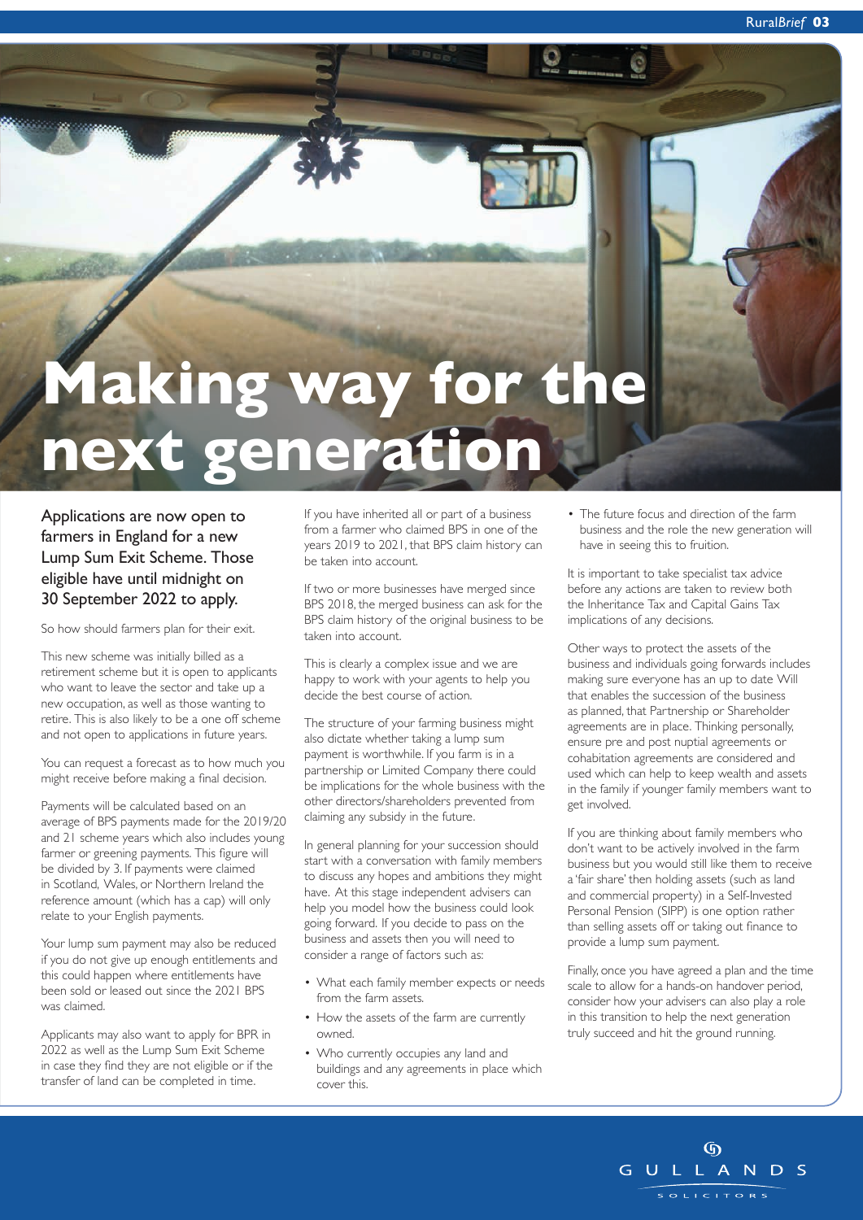# Making way for the next generation

Applications are now open to farmers in England for a new Lump Sum Exit Scheme. Those eligible have until midnight on 30 September 2022 to apply.

So how should farmers plan for their exit.

This new scheme was initially billed as a retirement scheme but it is open to applicants who want to leave the sector and take up a new occupation, as well as those wanting to retire. This is also likely to be a one off scheme and not open to applications in future years.

You can request a forecast as to how much you might receive before making a final decision.

Payments will be calculated based on an average of BPS payments made for the 2019/20 and 21 scheme years which also includes young farmer or greening payments. This figure will be divided by 3. If payments were claimed in Scotland, Wales, or Northern Ireland the reference amount (which has a cap) will only relate to your English payments.

Your lump sum payment may also be reduced if you do not give up enough entitlements and this could happen where entitlements have been sold or leased out since the 2021 BPS was claimed.

Applicants may also want to apply for BPR in 2022 as well as the Lump Sum Exit Scheme in case they find they are not eligible or if the transfer of land can be completed in time.

If you have inherited all or part of a business from a farmer who claimed BPS in one of the years 2019 to 2021, that BPS claim history can be taken into account.

If two or more businesses have merged since BPS 2018, the merged business can ask for the BPS claim history of the original business to be taken into account.

This is clearly a complex issue and we are happy to work with your agents to help you decide the best course of action.

The structure of your farming business might also dictate whether taking a lump sum payment is worthwhile. If you farm is in a partnership or Limited Company there could be implications for the whole business with the other directors/shareholders prevented from claiming any subsidy in the future.

In general planning for your succession should start with a conversation with family members to discuss any hopes and ambitions they might have. At this stage independent advisers can help you model how the business could look going forward. If you decide to pass on the business and assets then you will need to consider a range of factors such as:

- What each family member expects or needs from the farm assets.
- How the assets of the farm are currently owned.
- Who currently occupies any land and buildings and any agreements in place which cover this.
- The future focus and direction of the farm business and the role the new generation will have in seeing this to fruition.

It is important to take specialist tax advice before any actions are taken to review both the Inheritance Tax and Capital Gains Tax implications of any decisions.

Other ways to protect the assets of the business and individuals going forwards includes making sure everyone has an up to date Will that enables the succession of the business as planned, that Partnership or Shareholder agreements are in place. Thinking personally, ensure pre and post nuptial agreements or cohabitation agreements are considered and used which can help to keep wealth and assets in the family if younger family members want to get involved.

If you are thinking about family members who don't want to be actively involved in the farm business but you would still like them to receive a 'fair share' then holding assets (such as land and commercial property) in a Self-Invested Personal Pension (SIPP) is one option rather than selling assets off or taking out finance to provide a lump sum payment.

Finally, once you have agreed a plan and the time scale to allow for a hands-on handover period, consider how your advisers can also play a role in this transition to help the next generation truly succeed and hit the ground running.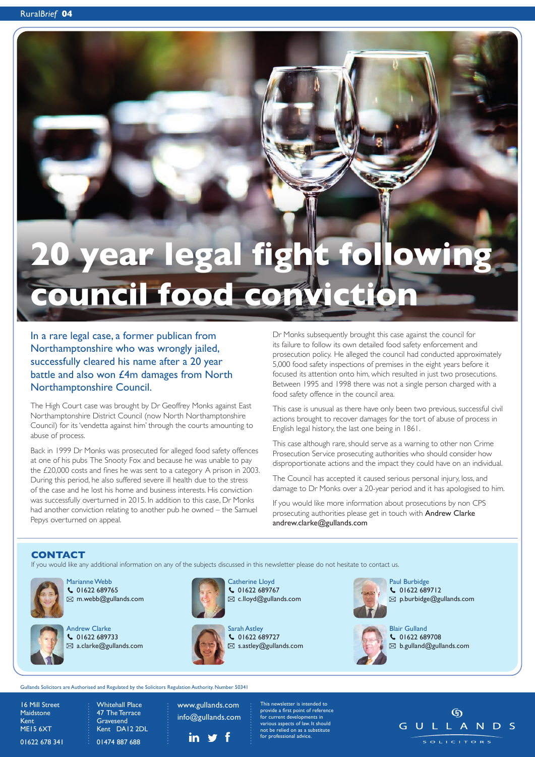# 20 year legal fight following council food conviction

In a rare legal case, a former publican from Northamptonshire who was wrongly jailed, successfully cleared his name after a 20 year battle and also won £4m damages from North Northamptonshire Council.

The High Court case was brought by Dr Geoffrey Monks against East Northamptonshire District Council (now North Northamptonshire Council) for its 'vendetta against him' through the courts amounting to abuse of process.

Back in 1999 Dr Monks was prosecuted for alleged food safety offences at one of his pubs The Snooty Fox and because he was unable to pay the £20,000 costs and fines he was sent to a category A prison in 2003. During this period, he also suffered severe ill health due to the stress of the case and he lost his home and business interests. His conviction was successfully overturned in 2015. In addition to this case, Dr Monks had another conviction relating to another pub he owned – the Samuel Pepys overturned on appeal.

Dr Monks subsequently brought this case against the council for its failure to follow its own detailed food safety enforcement and prosecution policy. He alleged the council had conducted approximately 5,000 food safety inspections of premises in the eight years before it focused its attention onto him, which resulted in just two prosecutions. Between 1995 and 1998 there was not a single person charged with a food safety offence in the council area.

This case is unusual as there have only been two previous, successful civil actions brought to recover damages for the tort of abuse of process in English legal history, the last one being in 1861.

This case although rare, should serve as a warning to other non Crime Prosecution Service prosecuting authorities who should consider how disproportionate actions and the impact they could have on an individual.

The Council has accepted it caused serious personal injury, loss, and damage to Dr Monks over a 20-year period and it has apologised to him.

If you would like more information about prosecutions by non CPS prosecuting authorities please get in touch with **Andrew Clarke** andrew.clarke@gullands.com

## CONTACT

If you would like any additional information on any of the subjects discussed in this newsletter please do not hesitate to contact us.

Marianne Webb
01622 689765
m.webb@gullands.com

Andrew Clarke
01622 689733
a.clarke@gullands.com

Catherine Lloyd
01622 689767
c.lloyd@gullands.com

Sarah Astley
01622 689727
s.astley@gullands.com

Paul Burbidge
01622 689712
p.burbidge@gullands.com

Blair Gulland
01622 689708
b.gulland@gullands.com

Gullands Solicitors are Authorised and Regulated by the Solicitors Regulation Authority. Number 50341

16 Mill Street
Maidstone
Kent
ME15 6XT
01622 678 341

Whitehall Place
47 The Terrace
Gravesend
Kent DA12 2DL
01474 887 688

www.gullands.com
info@gullands.com

This newsletter is intended to provide a first point of reference for current developments in various aspects of law. It should not be relied on as a substitute for professional advice.

GULLANDS SOLICITORS